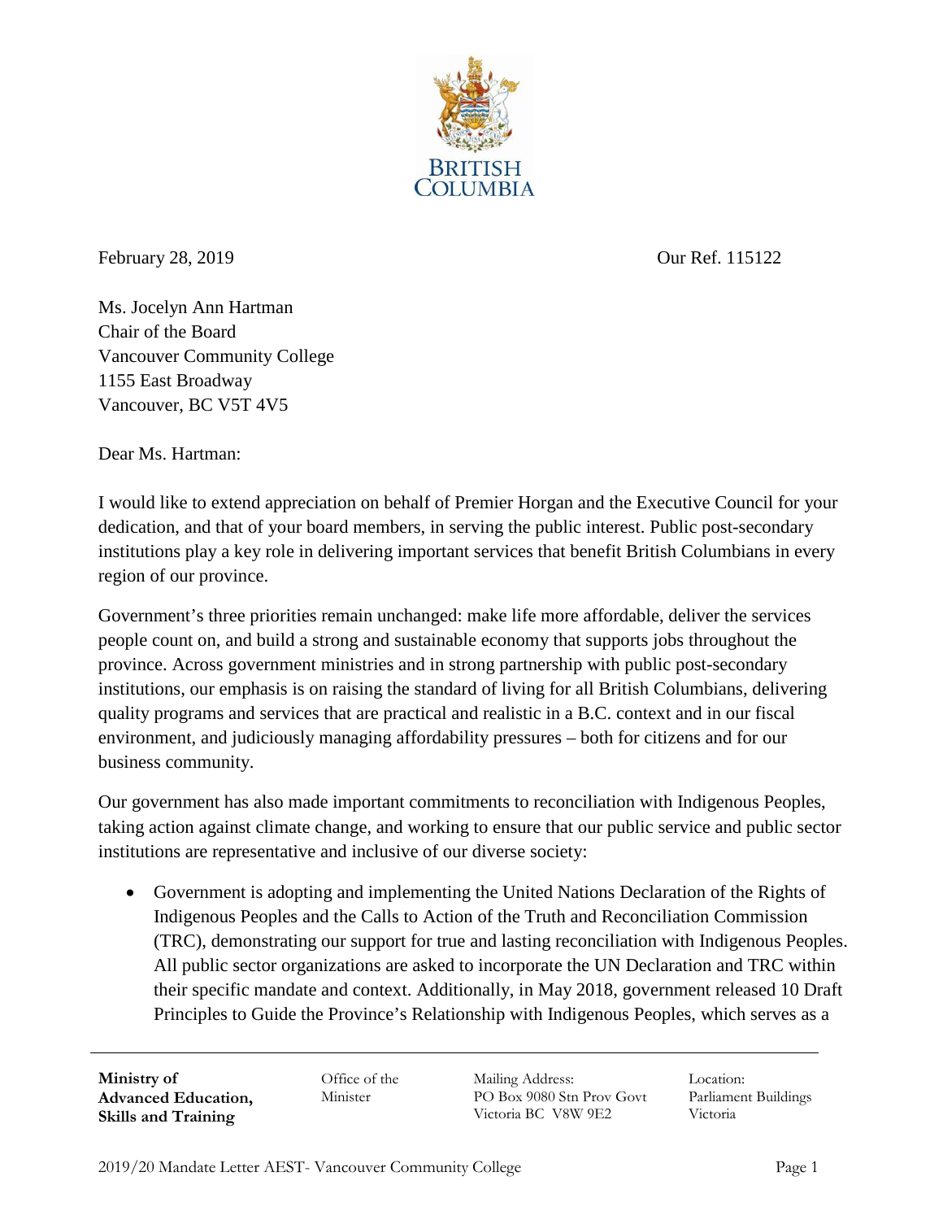BRITISH COLUMBIA

February 28, 2019

Our Ref. 115122

Ms. Jocelyn Ann Hartman
Chair of the Board
Vancouver Community College
1155 East Broadway
Vancouver, BC V5T 4V5

Dear Ms. Hartman:

I would like to extend appreciation on behalf of Premier Horgan and the Executive Council for your dedication, and that of your board members, in serving the public interest. Public post-secondary institutions play a key role in delivering important services that benefit British Columbians in every region of our province.

Government's three priorities remain unchanged: make life more affordable, deliver the services people count on, and build a strong and sustainable economy that supports jobs throughout the province. Across government ministries and in strong partnership with public post-secondary institutions, our emphasis is on raising the standard of living for all British Columbians, delivering quality programs and services that are practical and realistic in a B.C. context and in our fiscal environment, and judiciously managing affordability pressures – both for citizens and for our business community.

Our government has also made important commitments to reconciliation with Indigenous Peoples, taking action against climate change, and working to ensure that our public service and public sector institutions are representative and inclusive of our diverse society:

- Government is adopting and implementing the United Nations Declaration of the Rights of Indigenous Peoples and the Calls to Action of the Truth and Reconciliation Commission (TRC), demonstrating our support for true and lasting reconciliation with Indigenous Peoples. All public sector organizations are asked to incorporate the UN Declaration and TRC within their specific mandate and context. Additionally, in May 2018, government released 10 Draft Principles to Guide the Province's Relationship with Indigenous Peoples, which serves as a

**Ministry of Advanced Education, Skills and Training**

Office of the Minister

Mailing Address:
PO Box 9080 Stn Prov Govt
Victoria BC V8W 9E2

Location:
Parliament Buildings
Victoria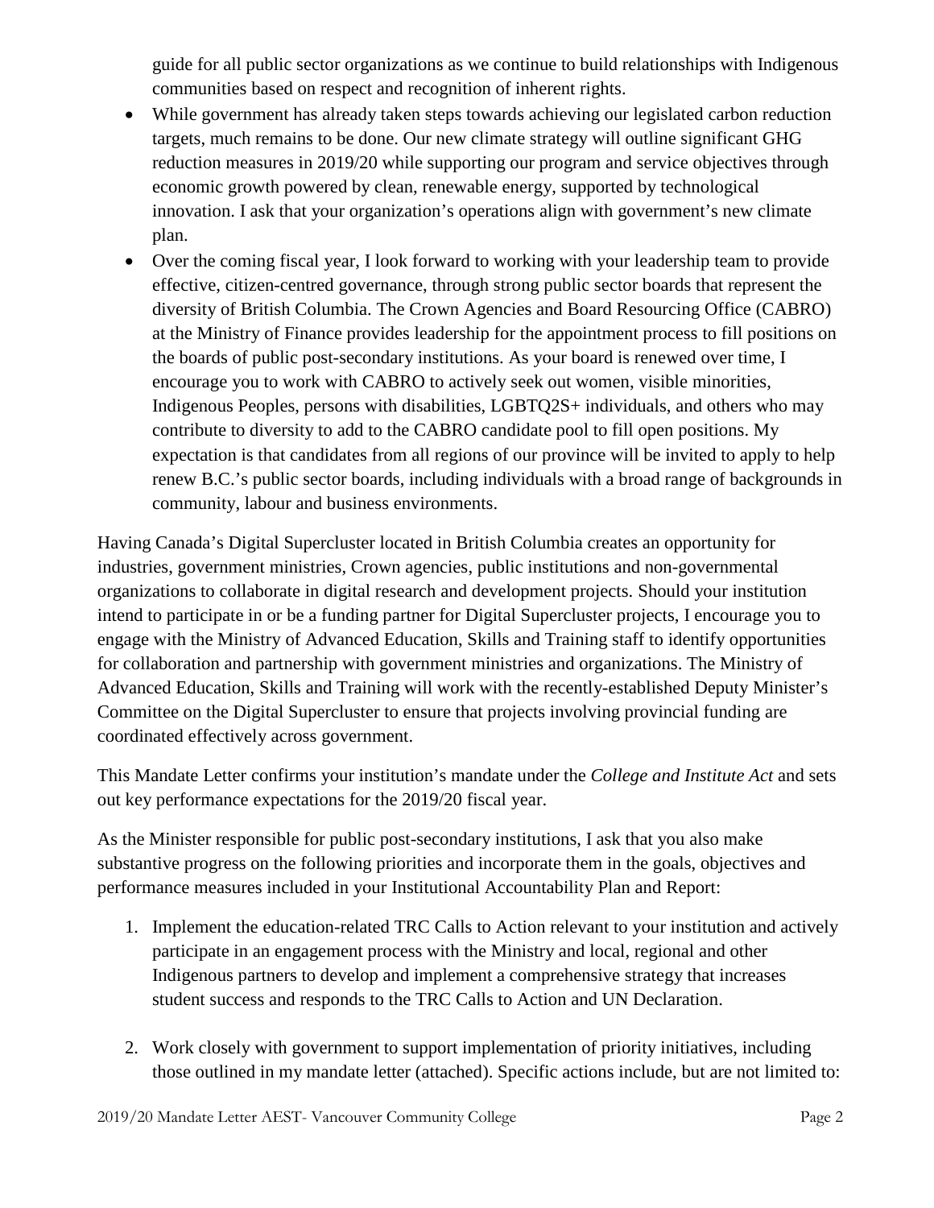guide for all public sector organizations as we continue to build relationships with Indigenous communities based on respect and recognition of inherent rights.

- While government has already taken steps towards achieving our legislated carbon reduction targets, much remains to be done. Our new climate strategy will outline significant GHG reduction measures in 2019/20 while supporting our program and service objectives through economic growth powered by clean, renewable energy, supported by technological innovation. I ask that your organization's operations align with government's new climate plan.
- Over the coming fiscal year, I look forward to working with your leadership team to provide effective, citizen-centred governance, through strong public sector boards that represent the diversity of British Columbia. The Crown Agencies and Board Resourcing Office (CABRO) at the Ministry of Finance provides leadership for the appointment process to fill positions on the boards of public post-secondary institutions. As your board is renewed over time, I encourage you to work with CABRO to actively seek out women, visible minorities, Indigenous Peoples, persons with disabilities, LGBTQ2S+ individuals, and others who may contribute to diversity to add to the CABRO candidate pool to fill open positions. My expectation is that candidates from all regions of our province will be invited to apply to help renew B.C.'s public sector boards, including individuals with a broad range of backgrounds in community, labour and business environments.

Having Canada's Digital Supercluster located in British Columbia creates an opportunity for industries, government ministries, Crown agencies, public institutions and non-governmental organizations to collaborate in digital research and development projects. Should your institution intend to participate in or be a funding partner for Digital Supercluster projects, I encourage you to engage with the Ministry of Advanced Education, Skills and Training staff to identify opportunities for collaboration and partnership with government ministries and organizations. The Ministry of Advanced Education, Skills and Training will work with the recently-established Deputy Minister's Committee on the Digital Supercluster to ensure that projects involving provincial funding are coordinated effectively across government.

This Mandate Letter confirms your institution's mandate under the *College and Institute Act* and sets out key performance expectations for the 2019/20 fiscal year.

As the Minister responsible for public post-secondary institutions, I ask that you also make substantive progress on the following priorities and incorporate them in the goals, objectives and performance measures included in your Institutional Accountability Plan and Report:

1. Implement the education-related TRC Calls to Action relevant to your institution and actively participate in an engagement process with the Ministry and local, regional and other Indigenous partners to develop and implement a comprehensive strategy that increases student success and responds to the TRC Calls to Action and UN Declaration.

2. Work closely with government to support implementation of priority initiatives, including those outlined in my mandate letter (attached). Specific actions include, but are not limited to: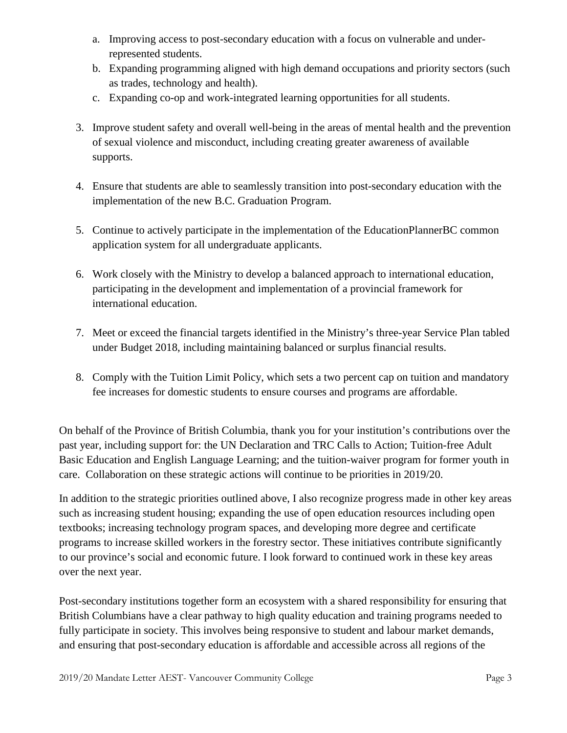a. Improving access to post-secondary education with a focus on vulnerable and under-represented students.
   b. Expanding programming aligned with high demand occupations and priority sectors (such as trades, technology and health).
   c. Expanding co-op and work-integrated learning opportunities for all students.

3. Improve student safety and overall well-being in the areas of mental health and the prevention of sexual violence and misconduct, including creating greater awareness of available supports.

4. Ensure that students are able to seamlessly transition into post-secondary education with the implementation of the new B.C. Graduation Program.

5. Continue to actively participate in the implementation of the EducationPlannerBC common application system for all undergraduate applicants.

6. Work closely with the Ministry to develop a balanced approach to international education, participating in the development and implementation of a provincial framework for international education.

7. Meet or exceed the financial targets identified in the Ministry's three-year Service Plan tabled under Budget 2018, including maintaining balanced or surplus financial results.

8. Comply with the Tuition Limit Policy, which sets a two percent cap on tuition and mandatory fee increases for domestic students to ensure courses and programs are affordable.

On behalf of the Province of British Columbia, thank you for your institution's contributions over the past year, including support for: the UN Declaration and TRC Calls to Action; Tuition-free Adult Basic Education and English Language Learning; and the tuition-waiver program for former youth in care. Collaboration on these strategic actions will continue to be priorities in 2019/20.

In addition to the strategic priorities outlined above, I also recognize progress made in other key areas such as increasing student housing; expanding the use of open education resources including open textbooks; increasing technology program spaces, and developing more degree and certificate programs to increase skilled workers in the forestry sector. These initiatives contribute significantly to our province's social and economic future. I look forward to continued work in these key areas over the next year.

Post-secondary institutions together form an ecosystem with a shared responsibility for ensuring that British Columbians have a clear pathway to high quality education and training programs needed to fully participate in society. This involves being responsive to student and labour market demands, and ensuring that post-secondary education is affordable and accessible across all regions of the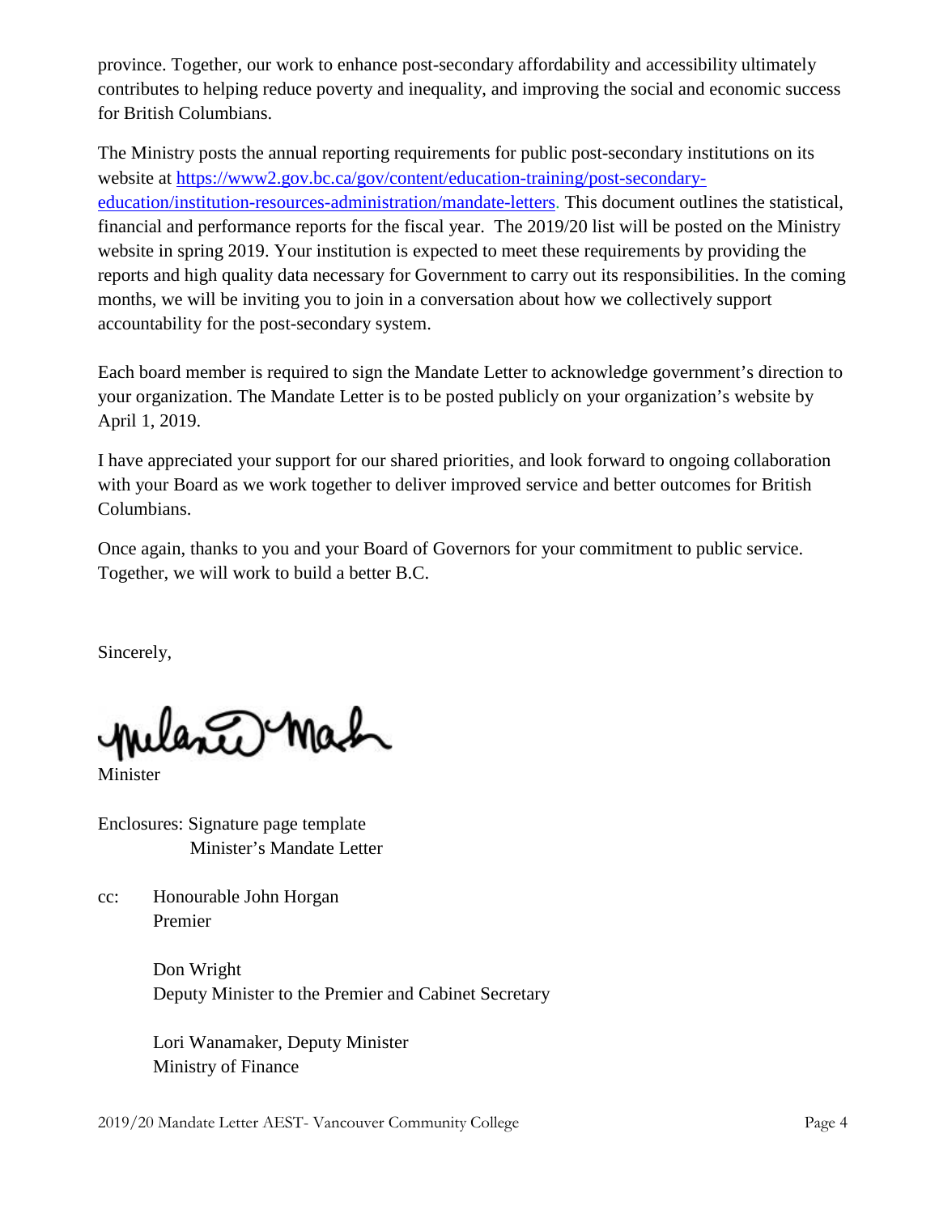province. Together, our work to enhance post-secondary affordability and accessibility ultimately contributes to helping reduce poverty and inequality, and improving the social and economic success for British Columbians.

The Ministry posts the annual reporting requirements for public post-secondary institutions on its website at [https://www2.gov.bc.ca/gov/content/education-training/post-secondary-education/institution-resources-administration/mandate-letters](https://www2.gov.bc.ca/gov/content/education-training/post-secondary-education/institution-resources-administration/mandate-letters). This document outlines the statistical, financial and performance reports for the fiscal year. The 2019/20 list will be posted on the Ministry website in spring 2019. Your institution is expected to meet these requirements by providing the reports and high quality data necessary for Government to carry out its responsibilities. In the coming months, we will be inviting you to join in a conversation about how we collectively support accountability for the post-secondary system.

Each board member is required to sign the Mandate Letter to acknowledge government's direction to your organization. The Mandate Letter is to be posted publicly on your organization's website by April 1, 2019.

I have appreciated your support for our shared priorities, and look forward to ongoing collaboration with your Board as we work together to deliver improved service and better outcomes for British Columbians.

Once again, thanks to you and your Board of Governors for your commitment to public service. Together, we will work to build a better B.C.

Sincerely,

Melanie Mark

Minister

Enclosures: Signature page template
Minister's Mandate Letter

cc: Honourable John Horgan
Premier

Don Wright
Deputy Minister to the Premier and Cabinet Secretary

Lori Wanamaker, Deputy Minister
Ministry of Finance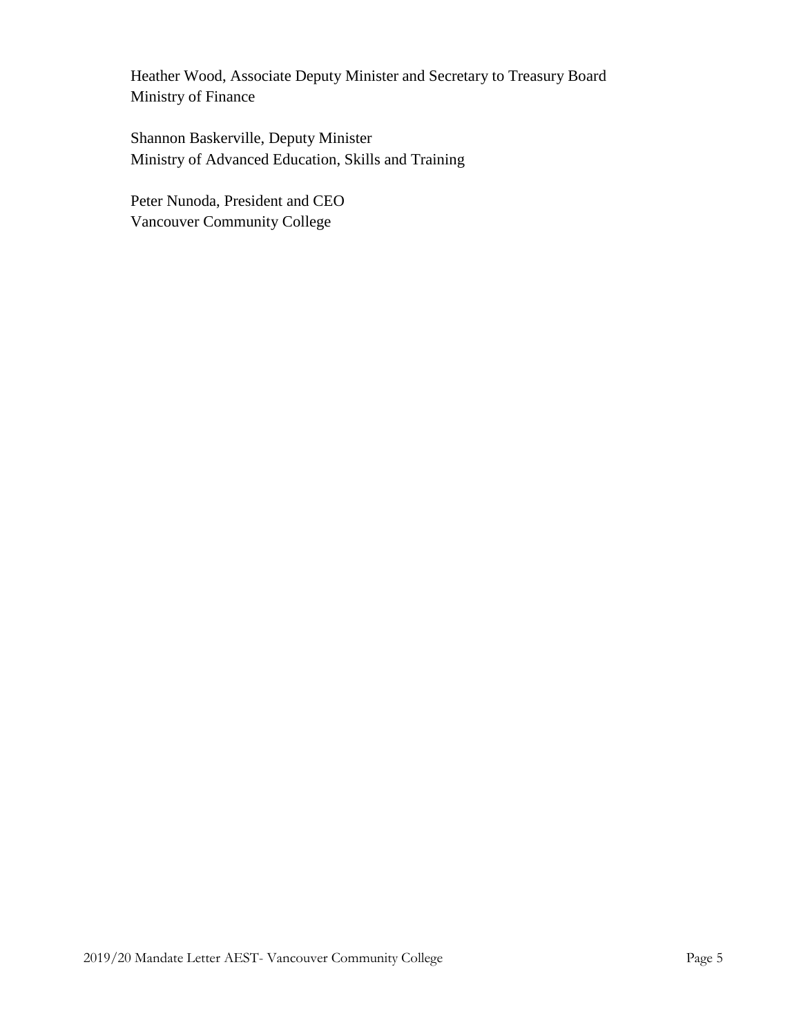Heather Wood, Associate Deputy Minister and Secretary to Treasury Board
Ministry of Finance

Shannon Baskerville, Deputy Minister
Ministry of Advanced Education, Skills and Training

Peter Nunoda, President and CEO
Vancouver Community College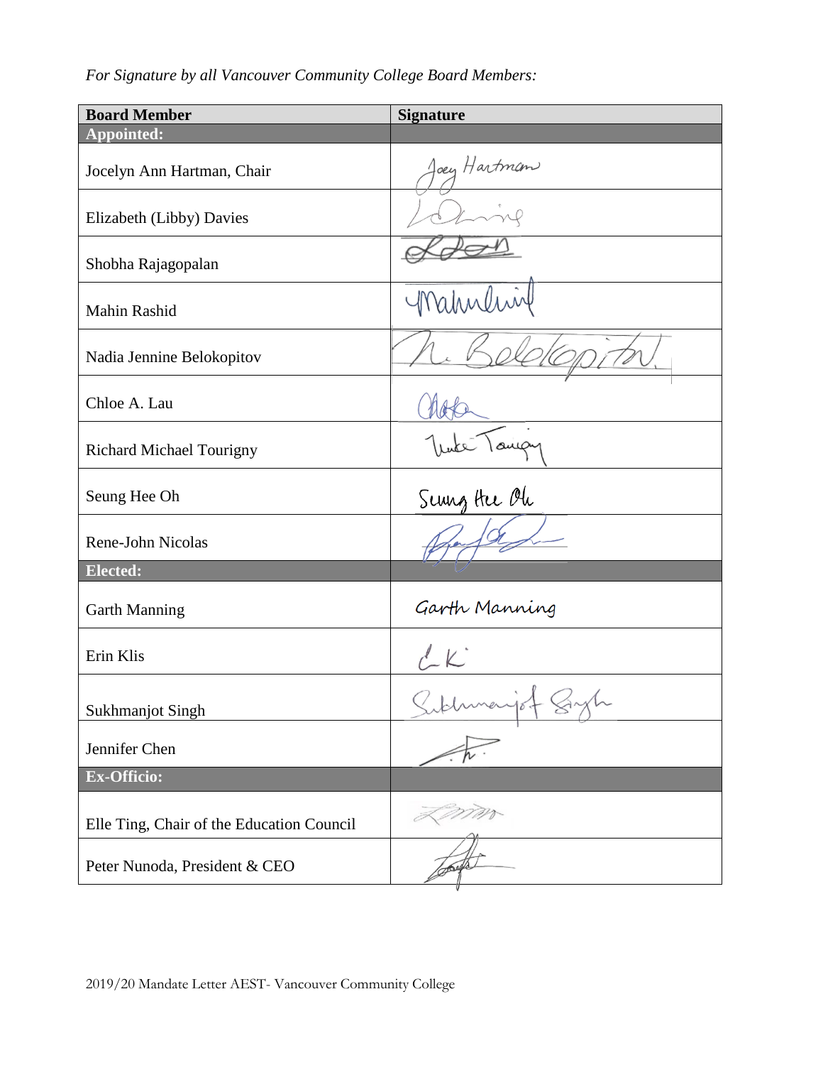*For Signature by all Vancouver Community College Board Members:*

| Board Member | Signature |
|---|---|
| **Appointed:** | |
| Jocelyn Ann Hartman, Chair | Joey Hartman |
| Elizabeth (Libby) Davies | |
| Shobha Rajagopalan | |
| Mahin Rashid | |
| Nadia Jennine Belokopitov | N. Belokopitov |
| Chloe A. Lau | |
| Richard Michael Tourigny | |
| Seung Hee Oh | Seung Hee Oh |
| Rene-John Nicolas | |
| **Elected:** | |
| Garth Manning | Garth Manning |
| Erin Klis | |
| Sukhmanjot Singh | Sukhmanjot Singh |
| Jennifer Chen | |
| **Ex-Officio:** | |
| Elle Ting, Chair of the Education Council | |
| Peter Nunoda, President & CEO | |

2019/20 Mandate Letter AEST- Vancouver Community College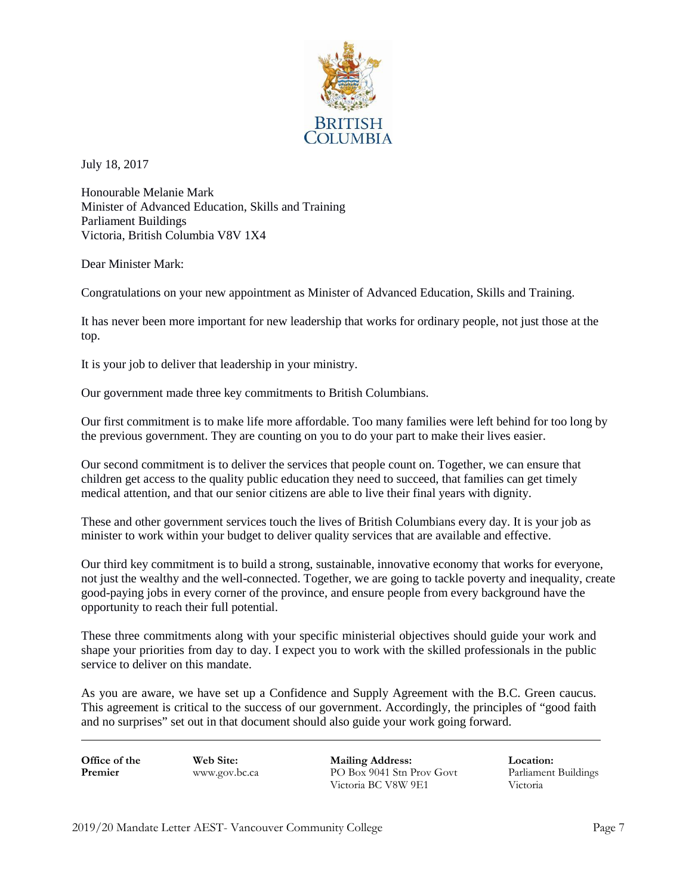BRITISH COLUMBIA

July 18, 2017

Honourable Melanie Mark
Minister of Advanced Education, Skills and Training
Parliament Buildings
Victoria, British Columbia V8V 1X4

Dear Minister Mark:

Congratulations on your new appointment as Minister of Advanced Education, Skills and Training.

It has never been more important for new leadership that works for ordinary people, not just those at the top.

It is your job to deliver that leadership in your ministry.

Our government made three key commitments to British Columbians.

Our first commitment is to make life more affordable. Too many families were left behind for too long by the previous government. They are counting on you to do your part to make their lives easier.

Our second commitment is to deliver the services that people count on. Together, we can ensure that children get access to the quality public education they need to succeed, that families can get timely medical attention, and that our senior citizens are able to live their final years with dignity.

These and other government services touch the lives of British Columbians every day. It is your job as minister to work within your budget to deliver quality services that are available and effective.

Our third key commitment is to build a strong, sustainable, innovative economy that works for everyone, not just the wealthy and the well-connected. Together, we are going to tackle poverty and inequality, create good-paying jobs in every corner of the province, and ensure people from every background have the opportunity to reach their full potential.

These three commitments along with your specific ministerial objectives should guide your work and shape your priorities from day to day. I expect you to work with the skilled professionals in the public service to deliver on this mandate.

As you are aware, we have set up a Confidence and Supply Agreement with the B.C. Green caucus. This agreement is critical to the success of our government. Accordingly, the principles of "good faith and no surprises" set out in that document should also guide your work going forward.

---

| **Office of the Premier** | **Web Site:** www.gov.bc.ca | **Mailing Address:** PO Box 9041 Stn Prov Govt Victoria BC V8W 9E1 | **Location:** Parliament Buildings Victoria |
|---|---|---|---|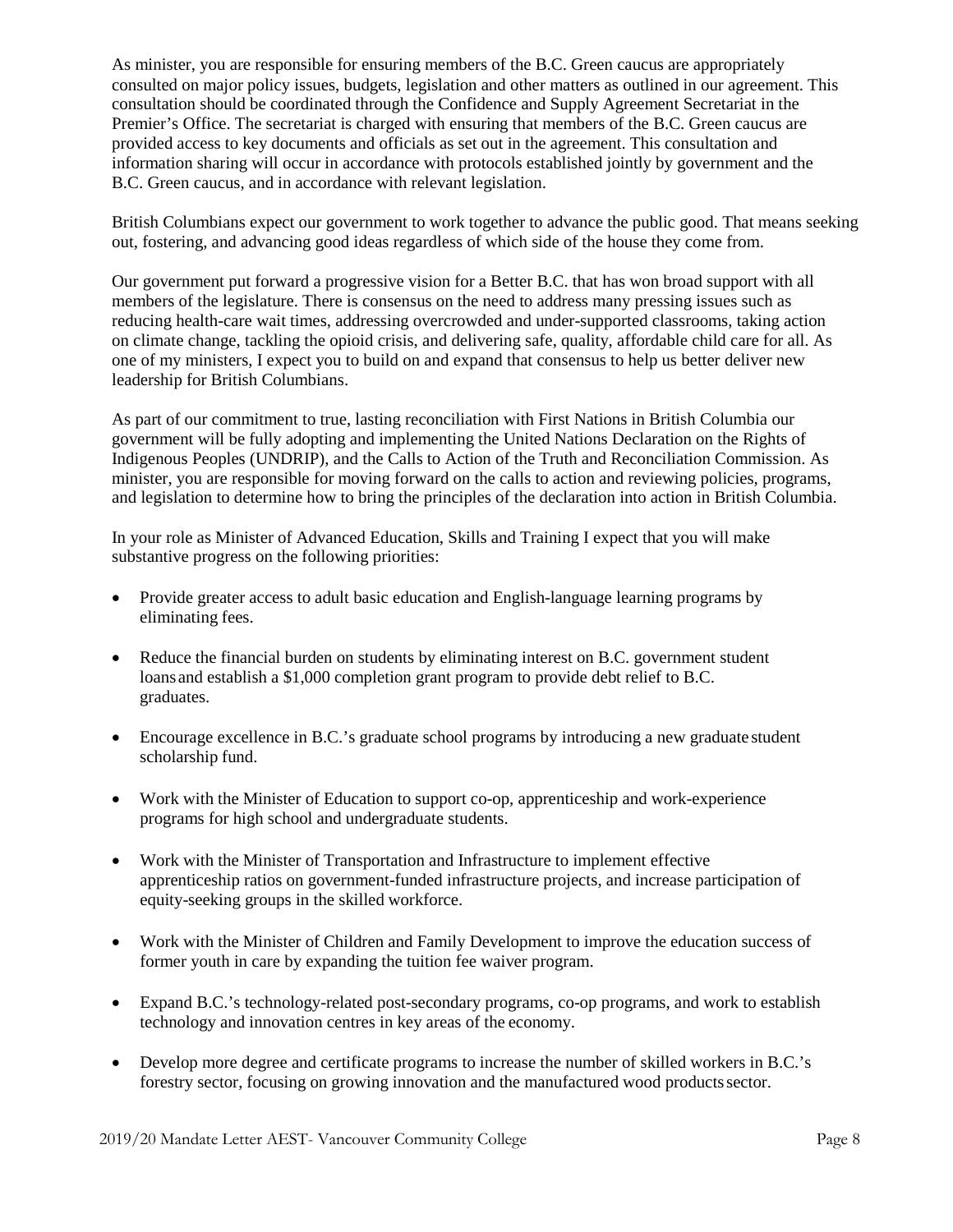As minister, you are responsible for ensuring members of the B.C. Green caucus are appropriately consulted on major policy issues, budgets, legislation and other matters as outlined in our agreement. This consultation should be coordinated through the Confidence and Supply Agreement Secretariat in the Premier's Office. The secretariat is charged with ensuring that members of the B.C. Green caucus are provided access to key documents and officials as set out in the agreement. This consultation and information sharing will occur in accordance with protocols established jointly by government and the B.C. Green caucus, and in accordance with relevant legislation.

British Columbians expect our government to work together to advance the public good. That means seeking out, fostering, and advancing good ideas regardless of which side of the house they come from.

Our government put forward a progressive vision for a Better B.C. that has won broad support with all members of the legislature. There is consensus on the need to address many pressing issues such as reducing health-care wait times, addressing overcrowded and under-supported classrooms, taking action on climate change, tackling the opioid crisis, and delivering safe, quality, affordable child care for all. As one of my ministers, I expect you to build on and expand that consensus to help us better deliver new leadership for British Columbians.

As part of our commitment to true, lasting reconciliation with First Nations in British Columbia our government will be fully adopting and implementing the United Nations Declaration on the Rights of Indigenous Peoples (UNDRIP), and the Calls to Action of the Truth and Reconciliation Commission. As minister, you are responsible for moving forward on the calls to action and reviewing policies, programs, and legislation to determine how to bring the principles of the declaration into action in British Columbia.

In your role as Minister of Advanced Education, Skills and Training I expect that you will make substantive progress on the following priorities:

- Provide greater access to adult basic education and English-language learning programs by eliminating fees.
- Reduce the financial burden on students by eliminating interest on B.C. government student loans and establish a $1,000 completion grant program to provide debt relief to B.C. graduates.
- Encourage excellence in B.C.'s graduate school programs by introducing a new graduate student scholarship fund.
- Work with the Minister of Education to support co-op, apprenticeship and work-experience programs for high school and undergraduate students.
- Work with the Minister of Transportation and Infrastructure to implement effective apprenticeship ratios on government-funded infrastructure projects, and increase participation of equity-seeking groups in the skilled workforce.
- Work with the Minister of Children and Family Development to improve the education success of former youth in care by expanding the tuition fee waiver program.
- Expand B.C.'s technology-related post-secondary programs, co-op programs, and work to establish technology and innovation centres in key areas of the economy.
- Develop more degree and certificate programs to increase the number of skilled workers in B.C.'s forestry sector, focusing on growing innovation and the manufactured wood products sector.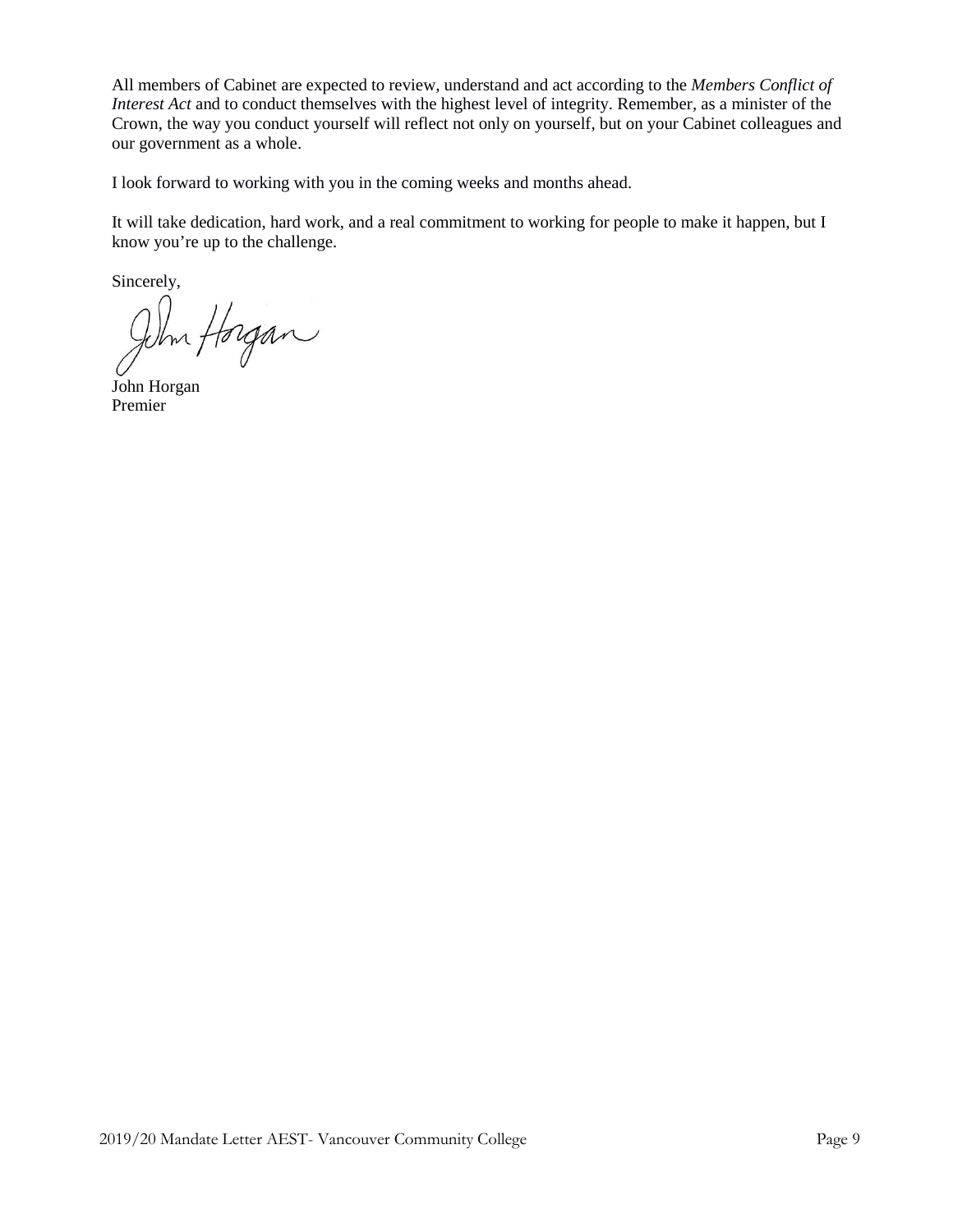All members of Cabinet are expected to review, understand and act according to the *Members Conflict of Interest Act* and to conduct themselves with the highest level of integrity. Remember, as a minister of the Crown, the way you conduct yourself will reflect not only on yourself, but on your Cabinet colleagues and our government as a whole.

I look forward to working with you in the coming weeks and months ahead.

It will take dedication, hard work, and a real commitment to working for people to make it happen, but I know you're up to the challenge.

Sincerely,

John Horgan
Premier